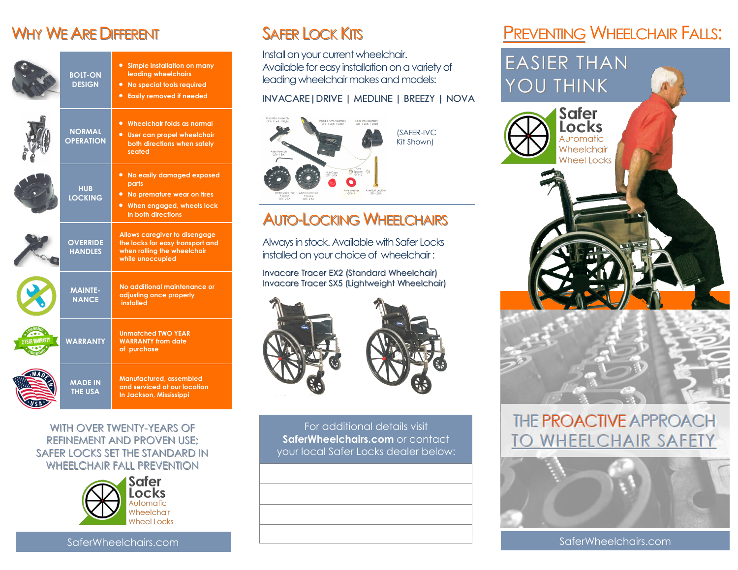## Why We Are Different

| Feature | Details |
| --- | --- |
| BOLT-ON DESIGN | • Simple installation on many leading wheelchairs<br>• No special tools required<br>• Easily removed if needed |
| NORMAL OPERATION | • Wheelchair folds as normal<br>• User can propel wheelchair both directions when safely seated |
| HUB LOCKING | • No easily damaged exposed parts<br>• No premature wear on tires<br>• When engaged, wheels lock in both directions |
| OVERRIDE HANDLES | Allows caregiver to disengage the locks for easy transport and when rolling the wheelchair while unoccupied |
| MAINTE-NANCE | No additional maintenance or adjusting once properly installed |
| WARRANTY | Unmatched TWO YEAR WARRANTY from date of purchase |
| MADE IN THE USA | Manufactured, assembled and serviced at our location In Jackson, Mississippi |

WITH OVER TWENTY-YEARS OF REFINEMENT AND PROVEN USE; SAFER LOCKS SET THE STANDARD IN WHEELCHAIR FALL PREVENTION

Safer Locks
Automatic Wheelchair Wheel Locks

SaferWheelchairs.com

## Safer Lock Kits

Install on your current wheelchair.
Available for easy installation on a variety of leading wheelchair makes and models:

INVACARE | DRIVE | MEDLINE | BREEZY | NOVA

(SAFER-IVC Kit Shown)

## Auto-Locking Wheelchairs

Always in stock. Available with Safer Locks installed on your choice of wheelchair :

Invacare Tracer EX2 (Standard Wheelchair)
Invacare Tracer SX5 (Lightweight Wheelchair)

For additional details visit **SaferWheelchairs.com** or contact your local Safer Locks dealer below:

## Preventing Wheelchair Falls:

EASIER THAN YOU THINK

Safer Locks
Automatic Wheelchair Wheel Locks

THE PROACTIVE APPROACH TO WHEELCHAIR SAFETY

SaferWheelchairs.com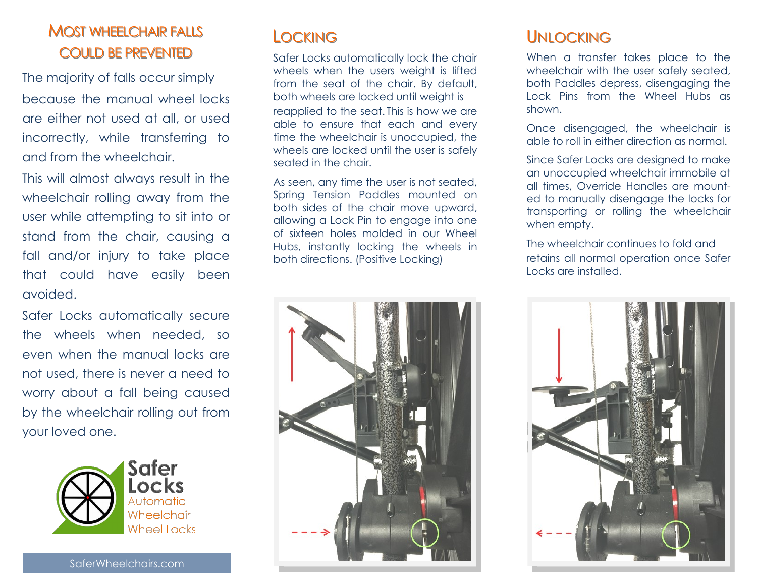## Most wheelchair falls could be prevented

The majority of falls occur simply because the manual wheel locks are either not used at all, or used incorrectly, while transferring to and from the wheelchair.

This will almost always result in the wheelchair rolling away from the user while attempting to sit into or stand from the chair, causing a fall and/or injury to take place that could have easily been avoided.

Safer Locks automatically secure the wheels when needed, so even when the manual locks are not used, there is never a need to worry about a fall being caused by the wheelchair rolling out from your loved one.

Safer Locks
Automatic
Wheelchair
Wheel Locks

SaferWheelchairs.com

## Locking

Safer Locks automatically lock the chair wheels when the users weight is lifted from the seat of the chair. By default, both wheels are locked until weight is reapplied to the seat. This is how we are able to ensure that each and every time the wheelchair is unoccupied, the wheels are locked until the user is safely seated in the chair.

As seen, any time the user is not seated, Spring Tension Paddles mounted on both sides of the chair move upward, allowing a Lock Pin to engage into one of sixteen holes molded in our Wheel Hubs, instantly locking the wheels in both directions. (Positive Locking)

## Unlocking

When a transfer takes place to the wheelchair with the user safely seated, both Paddles depress, disengaging the Lock Pins from the Wheel Hubs as shown.

Once disengaged, the wheelchair is able to roll in either direction as normal.

Since Safer Locks are designed to make an unoccupied wheelchair immobile at all times, Override Handles are mounted to manually disengage the locks for transporting or rolling the wheelchair when empty.

The wheelchair continues to fold and retains all normal operation once Safer Locks are installed.